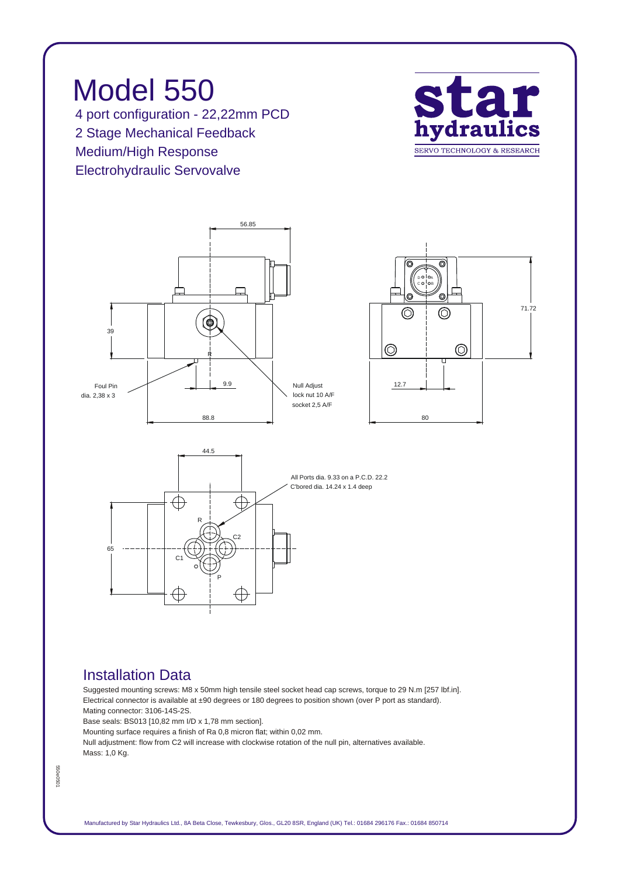# Model 550

4 port configuration - 22,22mm PCD
2 Stage Mechanical Feedback
Medium/High Response
Electrohydraulic Servovalve

56.85

39

Foul Pin
dia. 2,38 x 3

9.9

88.8

Null Adjust
lock nut 10 A/F
socket 2,5 A/F

71.72

12.7

80

44.5

All Ports dia. 9.33 on a P.C.D. 22.2
C'bored dia. 14.24 x 1.4 deep

65

R
C2
C1
P

## Installation Data

Suggested mounting screws: M8 x 50mm high tensile steel socket head cap screws, torque to 29 N.m [257 lbf.in].
Electrical connector is available at ±90 degrees or 180 degrees to position shown (over P port as standard).
Mating connector: 3106-14S-2S.
Base seals: BS013 [10,82 mm I/D x 1,78 mm section].
Mounting surface requires a finish of Ra 0,8 micron flat; within 0,02 mm.
Null adjustment: flow from C2 will increase with clockwise rotation of the null pin, alternatives available.
Mass: 1,0 Kg.

Manufactured by Star Hydraulics Ltd., 8A Beta Close, Tewkesbury, Glos., GL20 8SR, England (UK) Tel.: 01684 296176 Fax.: 01684 850714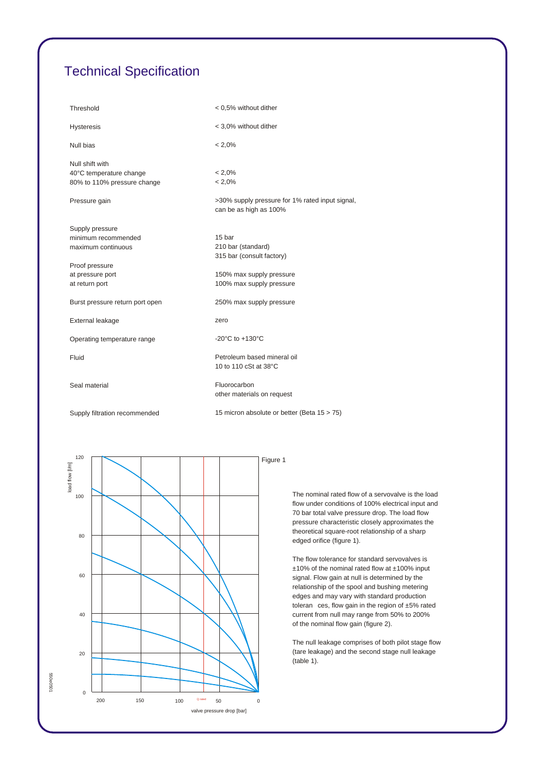# Technical Specification

| | |
|---|---|
| Threshold | < 0,5% without dither |
| Hysteresis | < 3,0% without dither |
| Null bias | < 2,0% |
| Null shift with<br>40°C temperature change<br>80% to 110% pressure change | <br>< 2,0%<br>< 2,0% |
| Pressure gain | >30% supply pressure for 1% rated input signal, can be as high as 100% |
| Supply pressure<br>minimum recommended<br>maximum continuous | <br>15 bar<br>210 bar (standard)<br>315 bar (consult factory) |
| Proof pressure<br>at pressure port<br>at return port | <br>150% max supply pressure<br>100% max supply pressure |
| Burst pressure return port open | 250% max supply pressure |
| External leakage | zero |
| Operating temperature range | -20°C to +130°C |
| Fluid | Petroleum based mineral oil<br>10 to 110 cSt at 38°C |
| Seal material | Fluorocarbon<br>other materials on request |
| Supply filtration recommended | 15 micron absolute or better (Beta 15 > 75) |

Figure 1

The nominal rated flow of a servovalve is the load flow under conditions of 100% electrical input and 70 bar total valve pressure drop. The load flow pressure characteristic closely approximates the theoretical square-root relationship of a sharp edged orifice (figure 1).

The flow tolerance for standard servovalves is ±10% of the nominal rated flow at ±100% input signal. Flow gain at null is determined by the relationship of the spool and bushing metering edges and may vary with standard production tolerances, flow gain in the region of ±5% rated current from null may range from 50% to 200% of the nominal flow gain (figure 2).

The null leakage comprises of both pilot stage flow (tare leakage) and the second stage null leakage (table 1).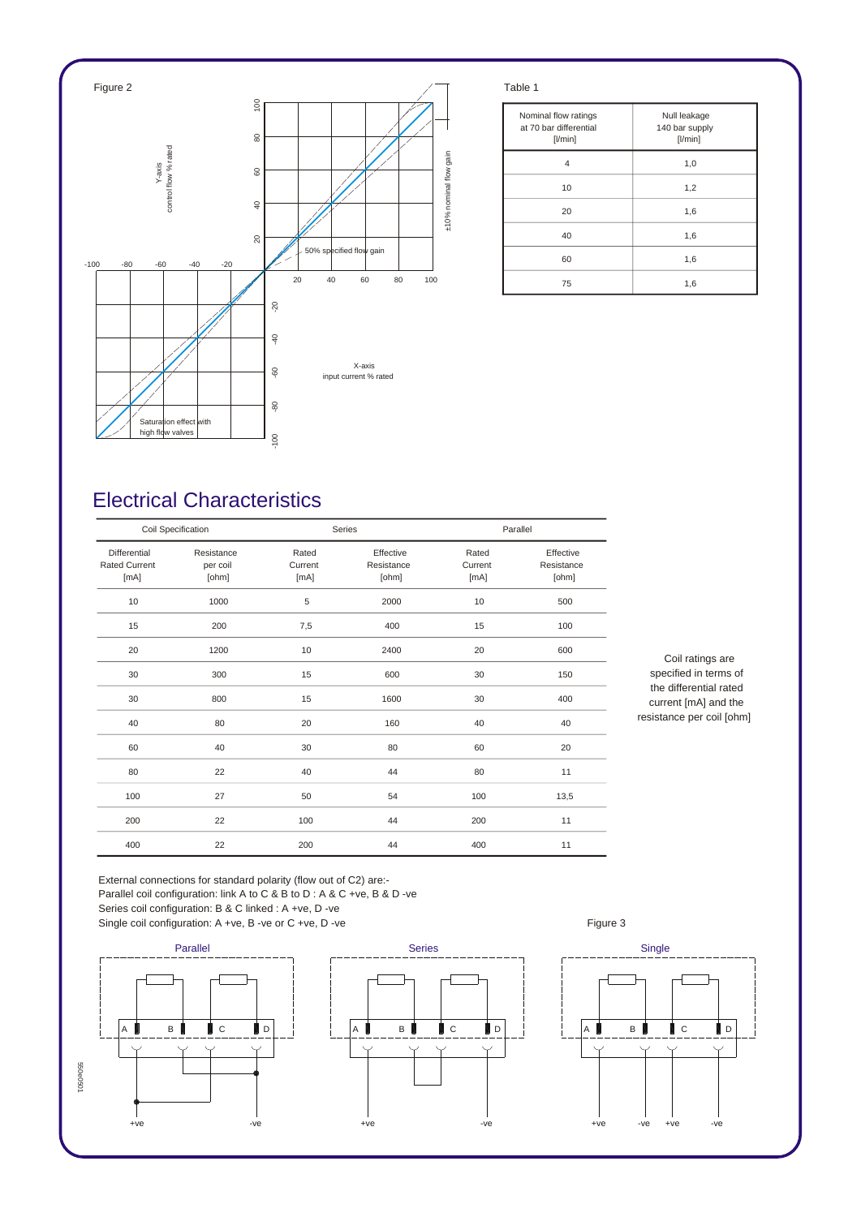Figure 2

Y-axis
control flow % rated

±10% nominal flow gain

50% specified flow gain

X-axis
input current % rated

Saturation effect with high flow valves

Table 1

| Nominal flow ratings at 70 bar differential [l/min] | Null leakage 140 bar supply [l/min] |
|---|---|
| 4 | 1,0 |
| 10 | 1,2 |
| 20 | 1,6 |
| 40 | 1,6 |
| 60 | 1,6 |
| 75 | 1,6 |

# Electrical Characteristics

| Coil Specification | | Series | | Parallel | |
|---|---|---|---|---|---|
| Differential Rated Current [mA] | Resistance per coil [ohm] | Rated Current [mA] | Effective Resistance [ohm] | Rated Current [mA] | Effective Resistance [ohm] |
| 10 | 1000 | 5 | 2000 | 10 | 500 |
| 15 | 200 | 7,5 | 400 | 15 | 100 |
| 20 | 1200 | 10 | 2400 | 20 | 600 |
| 30 | 300 | 15 | 600 | 30 | 150 |
| 30 | 800 | 15 | 1600 | 30 | 400 |
| 40 | 80 | 20 | 160 | 40 | 40 |
| 60 | 40 | 30 | 80 | 60 | 20 |
| 80 | 22 | 40 | 44 | 80 | 11 |
| 100 | 27 | 50 | 54 | 100 | 13,5 |
| 200 | 22 | 100 | 44 | 200 | 11 |
| 400 | 22 | 200 | 44 | 400 | 11 |

Coil ratings are specified in terms of the differential rated current [mA] and the resistance per coil [ohm]

External connections for standard polarity (flow out of C2) are:-
Parallel coil configuration: link A to C & B to D : A & C +ve, B & D -ve
Series coil configuration: B & C linked : A +ve, D -ve
Single coil configuration: A +ve, B -ve or C +ve, D -ve

Figure 3

Parallel | Series | Single

550e0501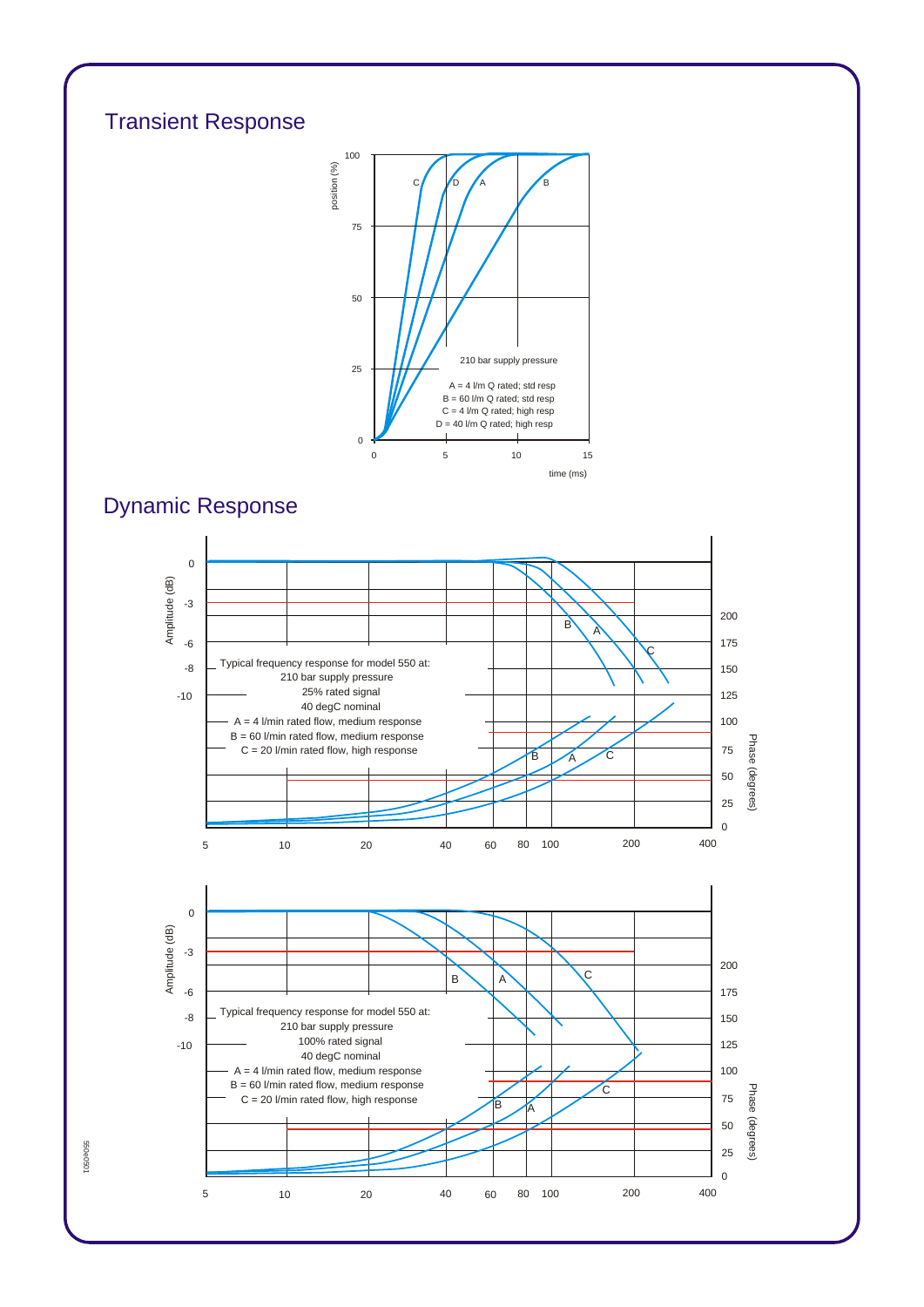## Transient Response

position (%)

100

75

50

25

0

0 5 10 15

time (ms)

C D A B

210 bar supply pressure

A = 4 l/m Q rated; std resp
B = 60 l/m Q rated; std resp
C = 4 l/m Q rated; high resp
D = 40 l/m Q rated; high resp

## Dynamic Response

Amplitude (dB)

0
-3
-6
-8
-10

Phase (degrees)

200
175
150
125
100
75
50
25
0

5 10 20 40 60 80 100 200 400

B A C

B A C

Typical frequency response for model 550 at:
210 bar supply pressure
25% rated signal
40 degC nominal
A = 4 l/min rated flow, medium response
B = 60 l/min rated flow, medium response
C = 20 l/min rated flow, high response

Amplitude (dB)

0
-3
-6
-8
-10

Phase (degrees)

200
175
150
125
100
75
50
25
0

5 10 20 40 60 80 100 200 400

B A C

B A C

Typical frequency response for model 550 at:
210 bar supply pressure
100% rated signal
40 degC nominal
A = 4 l/min rated flow, medium response
B = 60 l/min rated flow, medium response
C = 20 l/min rated flow, high response

550e0501